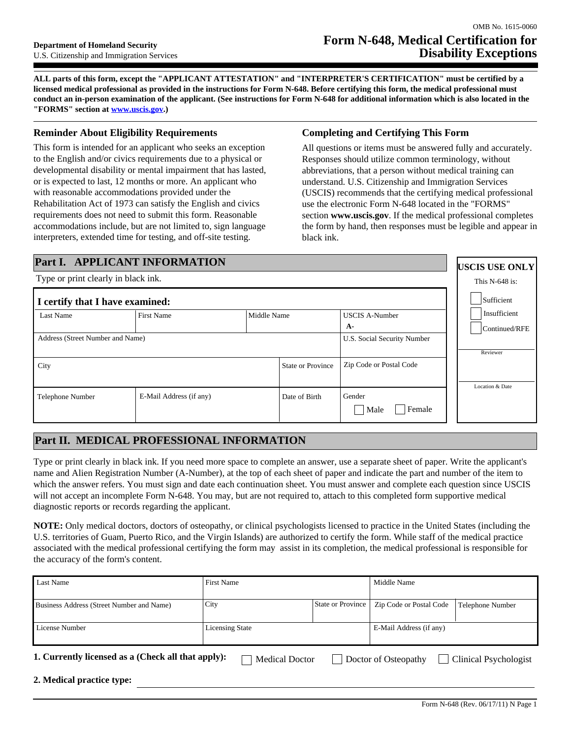OMB No. 1615-0060

**Department of Homeland Security**
U.S. Citizenship and Immigration Services

# Form N-648, Medical Certification for Disability Exceptions

**ALL parts of this form, except the "APPLICANT ATTESTATION" and "INTERPRETER'S CERTIFICATION" must be certified by a licensed medical professional as provided in the instructions for Form N-648. Before certifying this form, the medical professional must conduct an in-person examination of the applicant. (See instructions for Form N-648 for additional information which is also located in the "FORMS" section at www.uscis.gov.)**

## Reminder About Eligibility Requirements

This form is intended for an applicant who seeks an exception to the English and/or civics requirements due to a physical or developmental disability or mental impairment that has lasted, or is expected to last, 12 months or more. An applicant who with reasonable accommodations provided under the Rehabilitation Act of 1973 can satisfy the English and civics requirements does not need to submit this form. Reasonable accommodations include, but are not limited to, sign language interpreters, extended time for testing, and off-site testing.

## Completing and Certifying This Form

All questions or items must be answered fully and accurately. Responses should utilize common terminology, without abbreviations, that a person without medical training can understand. U.S. Citizenship and Immigration Services (USCIS) recommends that the certifying medical professional use the electronic Form N-648 located in the "FORMS" section **www.uscis.gov**. If the medical professional completes the form by hand, then responses must be legible and appear in black ink.

## Part I. APPLICANT INFORMATION

Type or print clearly in black ink.

**I certify that I have examined:**

| Last Name | First Name | Middle Name | | USCIS A-Number A- |
|---|---|---|---|---|
| Address (Street Number and Name) | | | | U.S. Social Security Number |
| City | | | State or Province | Zip Code or Postal Code |
| Telephone Number | E-Mail Address (if any) | | Date of Birth | Gender ☐ Male ☐ Female |

**USCIS USE ONLY**

This N-648 is:

☐ Sufficient
☐ Insufficient
☐ Continued/RFE

Reviewer

Location & Date

## Part II. MEDICAL PROFESSIONAL INFORMATION

Type or print clearly in black ink. If you need more space to complete an answer, use a separate sheet of paper. Write the applicant's name and Alien Registration Number (A-Number), at the top of each sheet of paper and indicate the part and number of the item to which the answer refers. You must sign and date each continuation sheet. You must answer and complete each question since USCIS will not accept an incomplete Form N-648. You may, but are not required to, attach to this completed form supportive medical diagnostic reports or records regarding the applicant.

**NOTE:** Only medical doctors, doctors of osteopathy, or clinical psychologists licensed to practice in the United States (including the U.S. territories of Guam, Puerto Rico, and the Virgin Islands) are authorized to certify the form. While staff of the medical practice associated with the medical professional certifying the form may assist in its completion, the medical professional is responsible for the accuracy of the form's content.

| Last Name | First Name | | Middle Name | |
|---|---|---|---|---|
| Business Address (Street Number and Name) | City | State or Province | Zip Code or Postal Code | Telephone Number |
| License Number | Licensing State | | E-Mail Address (if any) | |

**1. Currently licensed as a (Check all that apply):** ☐ Medical Doctor ☐ Doctor of Osteopathy ☐ Clinical Psychologist

**2. Medical practice type:** ____________________

Form N-648 (Rev. 06/17/11) N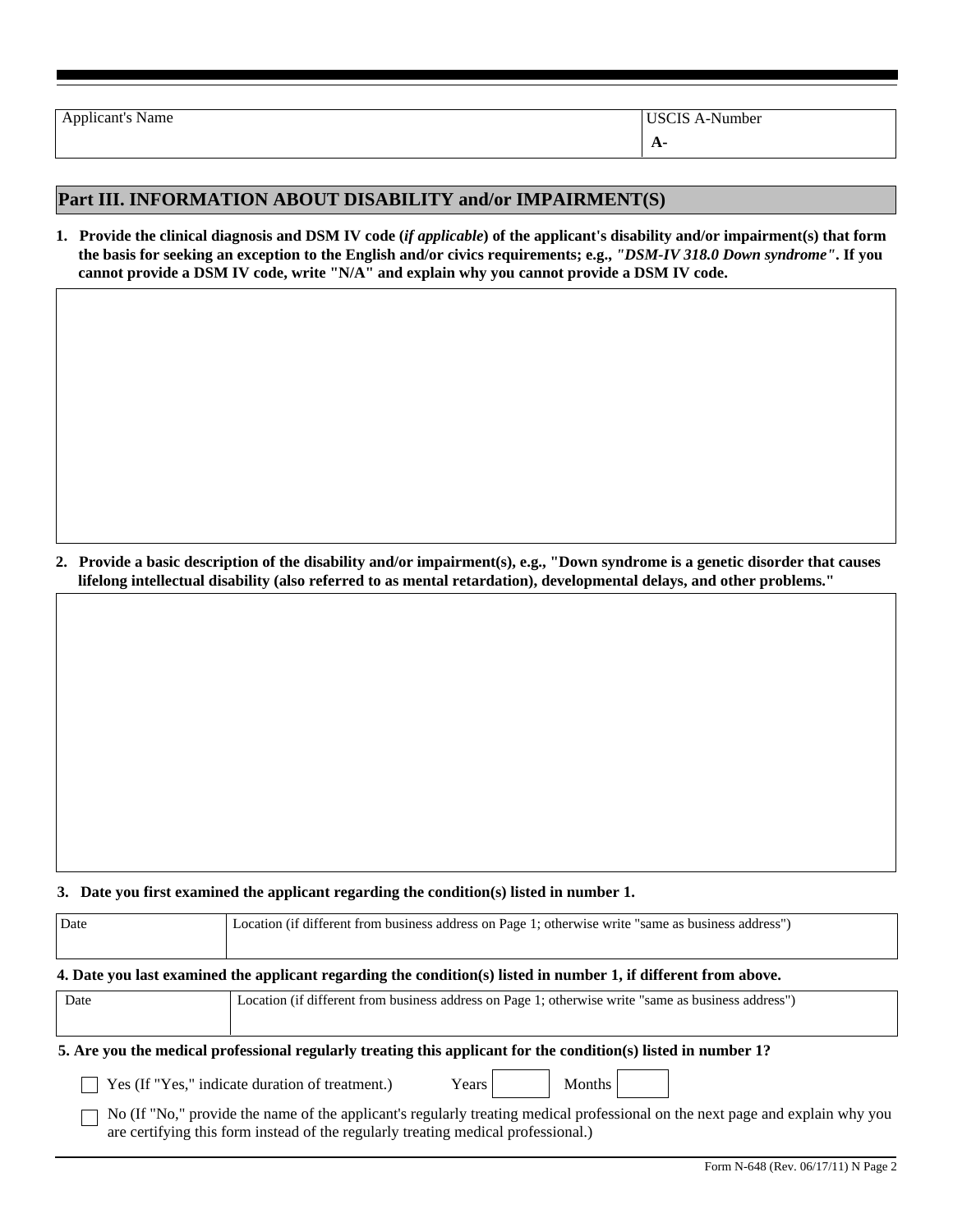| Applicant's Name | USCIS A-Number |
|---|---|
| | **A-** |

## Part III. INFORMATION ABOUT DISABILITY and/or IMPAIRMENT(S)

**1. Provide the clinical diagnosis and DSM IV code (*if applicable*) of the applicant's disability and/or impairment(s) that form the basis for seeking an exception to the English and/or civics requirements; e.g., *"DSM-IV 318.0 Down syndrome"*. If you cannot provide a DSM IV code, write "N/A" and explain why you cannot provide a DSM IV code.**

**2. Provide a basic description of the disability and/or impairment(s), e.g., "Down syndrome is a genetic disorder that causes lifelong intellectual disability (also referred to as mental retardation), developmental delays, and other problems."**

**3. Date you first examined the applicant regarding the condition(s) listed in number 1.**

| Date | Location (if different from business address on Page 1; otherwise write "same as business address") |
|---|---|
| | |

**4. Date you last examined the applicant regarding the condition(s) listed in number 1, if different from above.**

| Date | Location (if different from business address on Page 1; otherwise write "same as business address") |
|---|---|
| | |

**5. Are you the medical professional regularly treating this applicant for the condition(s) listed in number 1?**

- ☐ Yes (If "Yes," indicate duration of treatment.) Years ______ Months ______
- ☐ No (If "No," provide the name of the applicant's regularly treating medical professional on the next page and explain why you are certifying this form instead of the regularly treating medical professional.)

Form N-648 (Rev. 06/17/11) N Page 2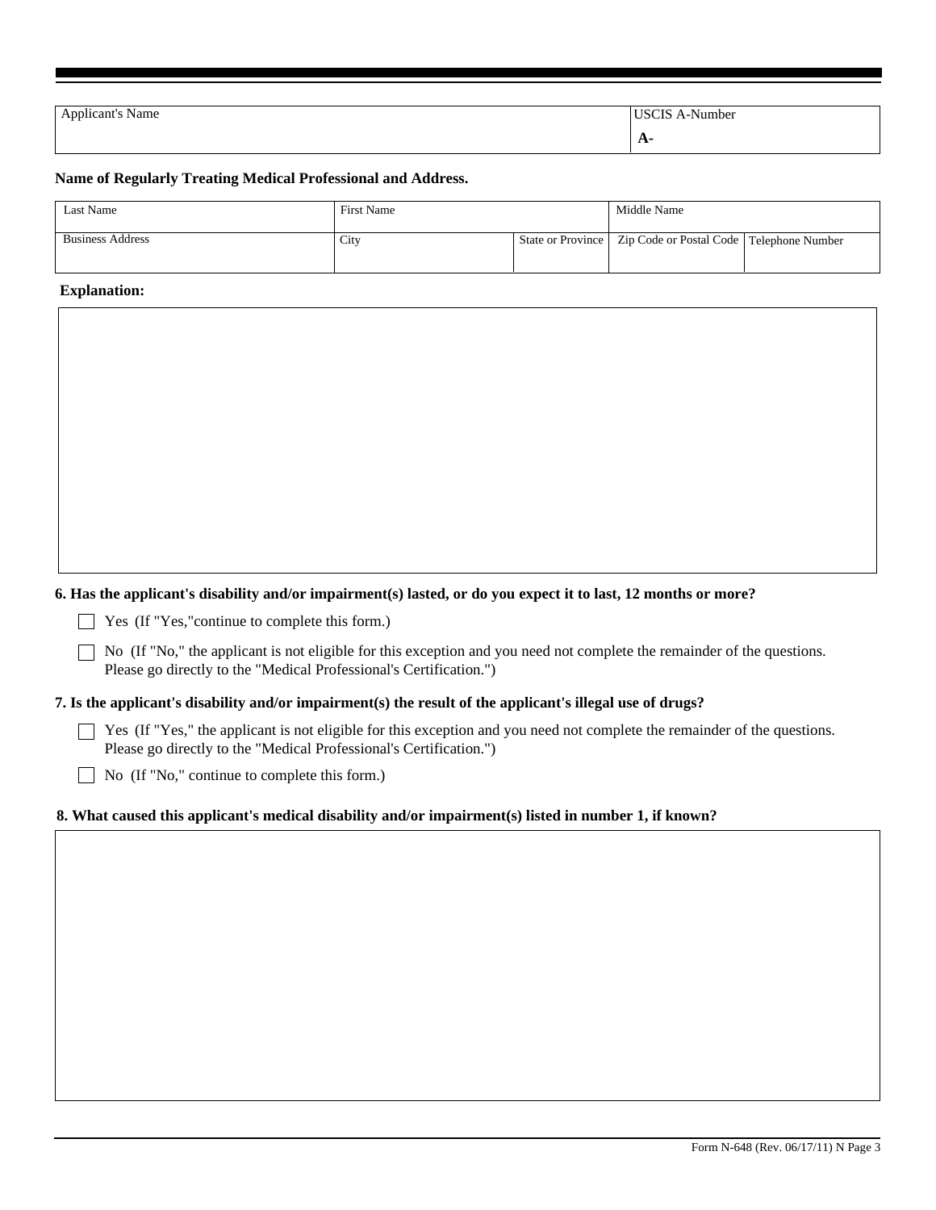| Applicant's Name | USCIS A-Number |
|---|---|
| | A- |

**Name of Regularly Treating Medical Professional and Address.**

| Last Name | First Name | | Middle Name | |
|---|---|---|---|---|
| Business Address | City | State or Province | Zip Code or Postal Code | Telephone Number |
| | | | | |

**Explanation:**

**6. Has the applicant's disability and/or impairment(s) lasted, or do you expect it to last, 12 months or more?**

- ☐ Yes (If "Yes,"continue to complete this form.)
- ☐ No (If "No," the applicant is not eligible for this exception and you need not complete the remainder of the questions. Please go directly to the "Medical Professional's Certification.")

**7. Is the applicant's disability and/or impairment(s) the result of the applicant's illegal use of drugs?**

- ☐ Yes (If "Yes," the applicant is not eligible for this exception and you need not complete the remainder of the questions. Please go directly to the "Medical Professional's Certification.")
- ☐ No (If "No," continue to complete this form.)

**8. What caused this applicant's medical disability and/or impairment(s) listed in number 1, if known?**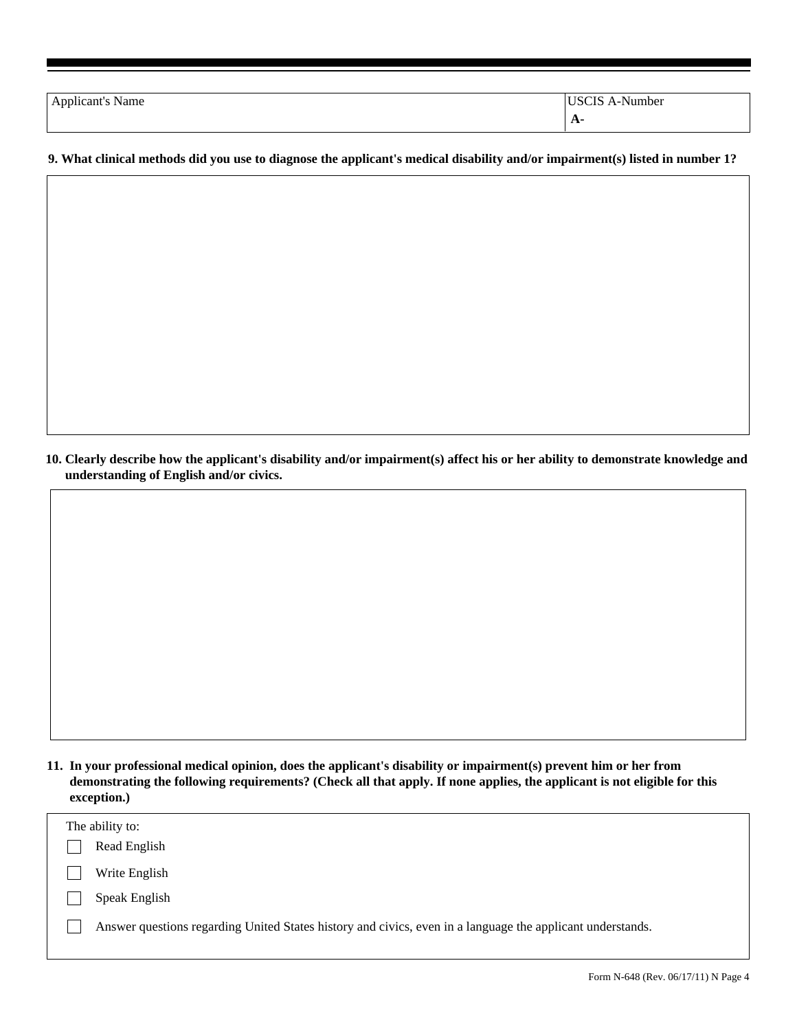| Applicant's Name | USCIS A-Number |
| --- | --- |
| | **A-** |

**9. What clinical methods did you use to diagnose the applicant's medical disability and/or impairment(s) listed in number 1?**

**10. Clearly describe how the applicant's disability and/or impairment(s) affect his or her ability to demonstrate knowledge and understanding of English and/or civics.**

**11. In your professional medical opinion, does the applicant's disability or impairment(s) prevent him or her from demonstrating the following requirements? (Check all that apply. If none applies, the applicant is not eligible for this exception.)**

The ability to:

- [ ] Read English
- [ ] Write English
- [ ] Speak English
- [ ] Answer questions regarding United States history and civics, even in a language the applicant understands.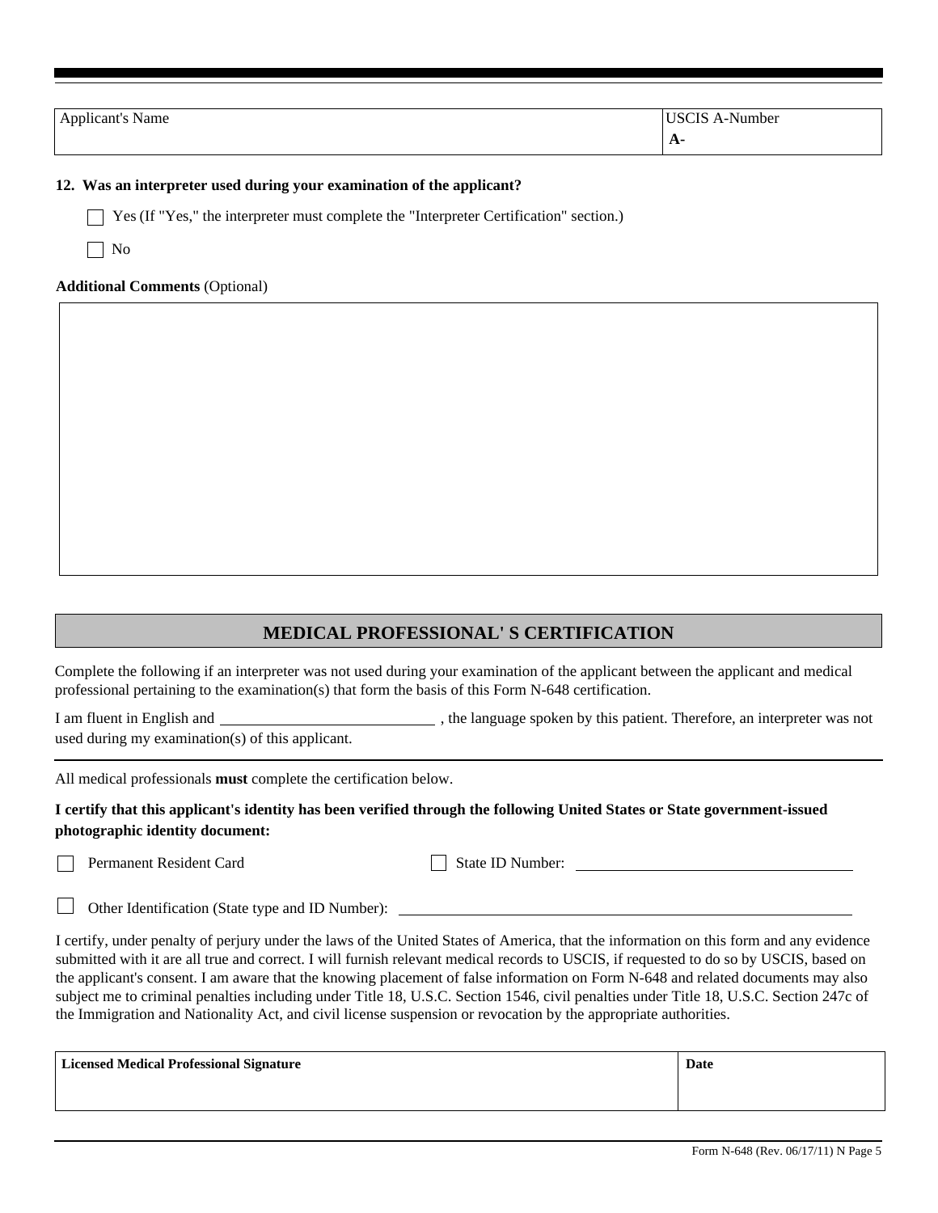| Applicant's Name | USCIS A-Number |
| --- | --- |
| | A- |

**12. Was an interpreter used during your examination of the applicant?**

☐ Yes (If "Yes," the interpreter must complete the "Interpreter Certification" section.)

☐ No

**Additional Comments** (Optional)

## MEDICAL PROFESSIONAL' S CERTIFICATION

Complete the following if an interpreter was not used during your examination of the applicant between the applicant and medical professional pertaining to the examination(s) that form the basis of this Form N-648 certification.

I am fluent in English and ____________________________ , the language spoken by this patient. Therefore, an interpreter was not used during my examination(s) of this applicant.

All medical professionals **must** complete the certification below.

**I certify that this applicant's identity has been verified through the following United States or State government-issued photographic identity document:**

☐ Permanent Resident Card ☐ State ID Number: ____________________________

☐ Other Identification (State type and ID Number): ____________________________

I certify, under penalty of perjury under the laws of the United States of America, that the information on this form and any evidence submitted with it are all true and correct. I will furnish relevant medical records to USCIS, if requested to do so by USCIS, based on the applicant's consent. I am aware that the knowing placement of false information on Form N-648 and related documents may also subject me to criminal penalties including under Title 18, U.S.C. Section 1546, civil penalties under Title 18, U.S.C. Section 247c of the Immigration and Nationality Act, and civil license suspension or revocation by the appropriate authorities.

| **Licensed Medical Professional Signature** | **Date** |
| --- | --- |
| | |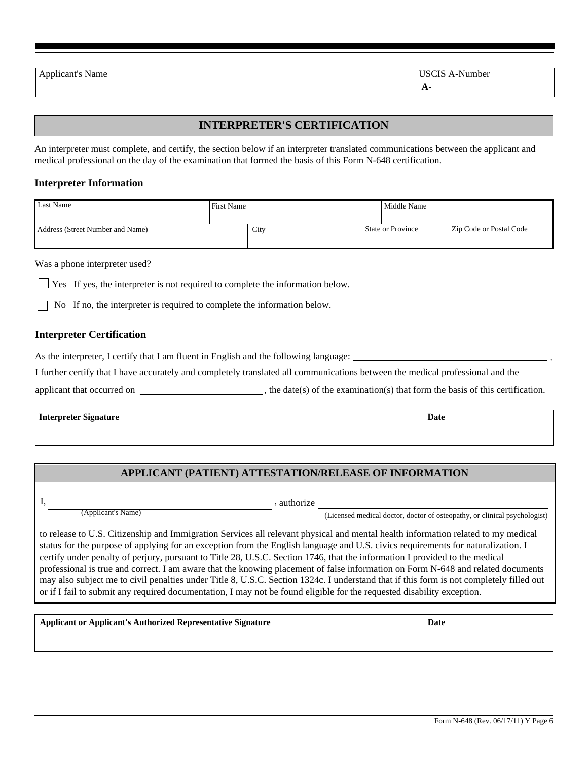| Applicant's Name | USCIS A-Number |
|---|---|
| | A- |

## INTERPRETER'S CERTIFICATION

An interpreter must complete, and certify, the section below if an interpreter translated communications between the applicant and medical professional on the day of the examination that formed the basis of this Form N-648 certification.

### Interpreter Information

| Last Name | First Name | Middle Name |
|---|---|---|
| | | |

| Address (Street Number and Name) | City | State or Province | Zip Code or Postal Code |
|---|---|---|---|
| | | | |

Was a phone interpreter used?

☐ Yes If yes, the interpreter is not required to complete the information below.

☐ No If no, the interpreter is required to complete the information below.

### Interpreter Certification

As the interpreter, I certify that I am fluent in English and the following language: ______________________ .

I further certify that I have accurately and completely translated all communications between the medical professional and the applicant that occurred on ______________, the date(s) of the examination(s) that form the basis of this certification.

| **Interpreter Signature** | **Date** |
|---|---|
| | |

## APPLICANT (PATIENT) ATTESTATION/RELEASE OF INFORMATION

I, ______________________ (Applicant's Name), authorize ______________________ (Licensed medical doctor, doctor of osteopathy, or clinical psychologist)

to release to U.S. Citizenship and Immigration Services all relevant physical and mental health information related to my medical status for the purpose of applying for an exception from the English language and U.S. civics requirements for naturalization. I certify under penalty of perjury, pursuant to Title 28, U.S.C. Section 1746, that the information I provided to the medical professional is true and correct. I am aware that the knowing placement of false information on Form N-648 and related documents may also subject me to civil penalties under Title 8, U.S.C. Section 1324c. I understand that if this form is not completely filled out or if I fail to submit any required documentation, I may not be found eligible for the requested disability exception.

| **Applicant or Applicant's Authorized Representative Signature** | **Date** |
|---|---|
| | |